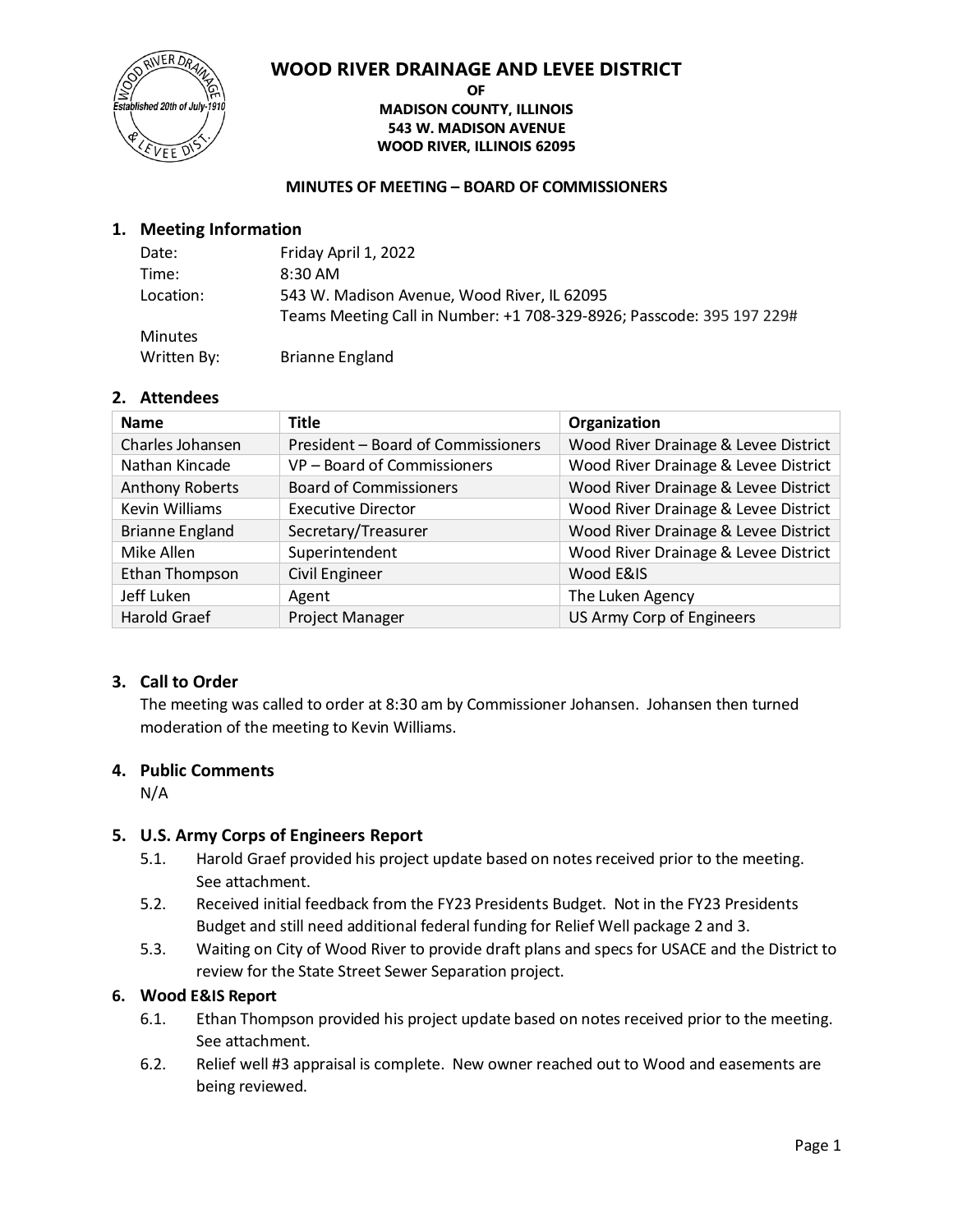# WOOD RIVER DRAINAGE AND LEVEE DISTRICT

**OF**
**MADISON COUNTY, ILLINOIS**
**543 W. MADISON AVENUE**
**WOOD RIVER, ILLINOIS 62095**

**MINUTES OF MEETING – BOARD OF COMMISSIONERS**

## 1. Meeting Information

| | |
|---|---|
| Date: | Friday April 1, 2022 |
| Time: | 8:30 AM |
| Location: | 543 W. Madison Avenue, Wood River, IL 62095<br>Teams Meeting Call in Number: +1 708-329-8926; Passcode: 395 197 229# |
| Minutes Written By: | Brianne England |

## 2. Attendees

| Name | Title | Organization |
|---|---|---|
| Charles Johansen | President – Board of Commissioners | Wood River Drainage & Levee District |
| Nathan Kincade | VP – Board of Commissioners | Wood River Drainage & Levee District |
| Anthony Roberts | Board of Commissioners | Wood River Drainage & Levee District |
| Kevin Williams | Executive Director | Wood River Drainage & Levee District |
| Brianne England | Secretary/Treasurer | Wood River Drainage & Levee District |
| Mike Allen | Superintendent | Wood River Drainage & Levee District |
| Ethan Thompson | Civil Engineer | Wood E&IS |
| Jeff Luken | Agent | The Luken Agency |
| Harold Graef | Project Manager | US Army Corp of Engineers |

## 3. Call to Order

The meeting was called to order at 8:30 am by Commissioner Johansen. Johansen then turned moderation of the meeting to Kevin Williams.

## 4. Public Comments

N/A

## 5. U.S. Army Corps of Engineers Report

5.1. Harold Graef provided his project update based on notes received prior to the meeting. See attachment.

5.2. Received initial feedback from the FY23 Presidents Budget. Not in the FY23 Presidents Budget and still need additional federal funding for Relief Well package 2 and 3.

5.3. Waiting on City of Wood River to provide draft plans and specs for USACE and the District to review for the State Street Sewer Separation project.

## 6. Wood E&IS Report

6.1. Ethan Thompson provided his project update based on notes received prior to the meeting. See attachment.

6.2. Relief well #3 appraisal is complete. New owner reached out to Wood and easements are being reviewed.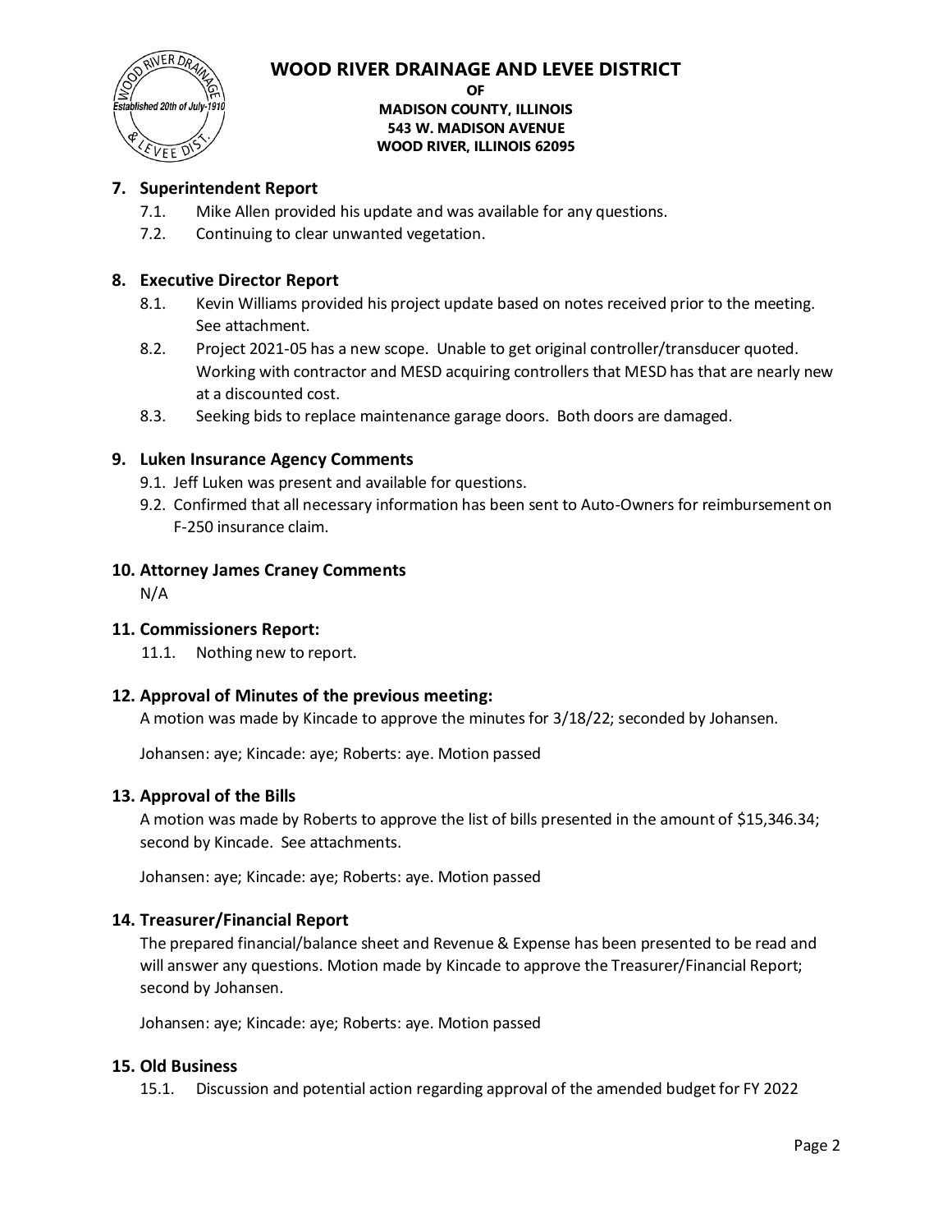## 7. Superintendent Report

7.1. Mike Allen provided his update and was available for any questions.

7.2. Continuing to clear unwanted vegetation.

## 8. Executive Director Report

8.1. Kevin Williams provided his project update based on notes received prior to the meeting. See attachment.

8.2. Project 2021-05 has a new scope. Unable to get original controller/transducer quoted. Working with contractor and MESD acquiring controllers that MESD has that are nearly new at a discounted cost.

8.3. Seeking bids to replace maintenance garage doors. Both doors are damaged.

## 9. Luken Insurance Agency Comments

9.1. Jeff Luken was present and available for questions.

9.2. Confirmed that all necessary information has been sent to Auto-Owners for reimbursement on F-250 insurance claim.

## 10. Attorney James Craney Comments

N/A

## 11. Commissioners Report:

11.1. Nothing new to report.

## 12. Approval of Minutes of the previous meeting:

A motion was made by Kincade to approve the minutes for 3/18/22; seconded by Johansen.

Johansen: aye; Kincade: aye; Roberts: aye. Motion passed

## 13. Approval of the Bills

A motion was made by Roberts to approve the list of bills presented in the amount of $15,346.34; second by Kincade. See attachments.

Johansen: aye; Kincade: aye; Roberts: aye. Motion passed

## 14. Treasurer/Financial Report

The prepared financial/balance sheet and Revenue & Expense has been presented to be read and will answer any questions. Motion made by Kincade to approve the Treasurer/Financial Report; second by Johansen.

Johansen: aye; Kincade: aye; Roberts: aye. Motion passed

## 15. Old Business

15.1. Discussion and potential action regarding approval of the amended budget for FY 2022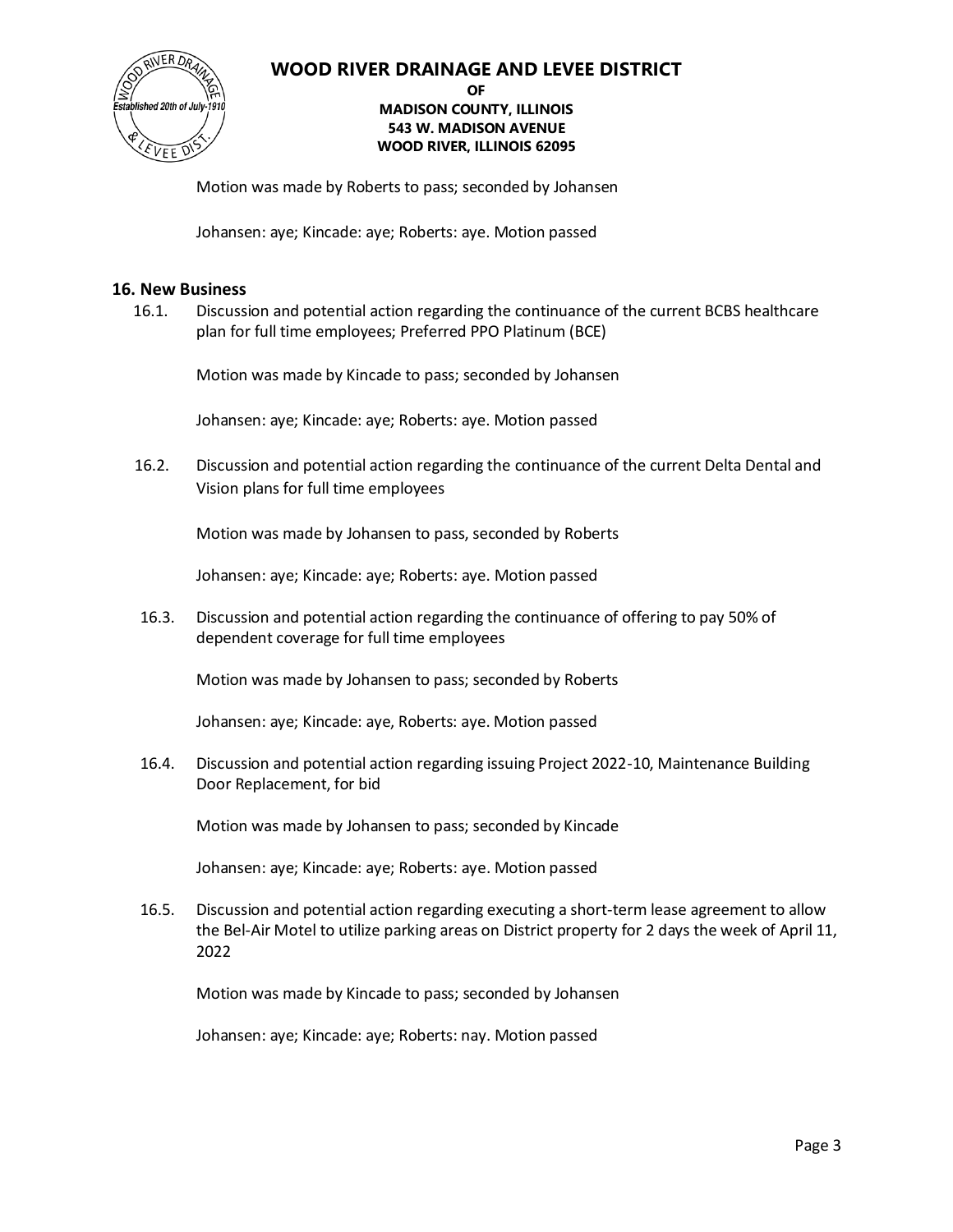Motion was made by Roberts to pass; seconded by Johansen

Johansen: aye; Kincade: aye; Roberts: aye. Motion passed

## 16. New Business

16.1. Discussion and potential action regarding the continuance of the current BCBS healthcare plan for full time employees; Preferred PPO Platinum (BCE)

Motion was made by Kincade to pass; seconded by Johansen

Johansen: aye; Kincade: aye; Roberts: aye. Motion passed

16.2. Discussion and potential action regarding the continuance of the current Delta Dental and Vision plans for full time employees

Motion was made by Johansen to pass, seconded by Roberts

Johansen: aye; Kincade: aye; Roberts: aye. Motion passed

16.3. Discussion and potential action regarding the continuance of offering to pay 50% of dependent coverage for full time employees

Motion was made by Johansen to pass; seconded by Roberts

Johansen: aye; Kincade: aye, Roberts: aye. Motion passed

16.4. Discussion and potential action regarding issuing Project 2022-10, Maintenance Building Door Replacement, for bid

Motion was made by Johansen to pass; seconded by Kincade

Johansen: aye; Kincade: aye; Roberts: aye. Motion passed

16.5. Discussion and potential action regarding executing a short-term lease agreement to allow the Bel-Air Motel to utilize parking areas on District property for 2 days the week of April 11, 2022

Motion was made by Kincade to pass; seconded by Johansen

Johansen: aye; Kincade: aye; Roberts: nay. Motion passed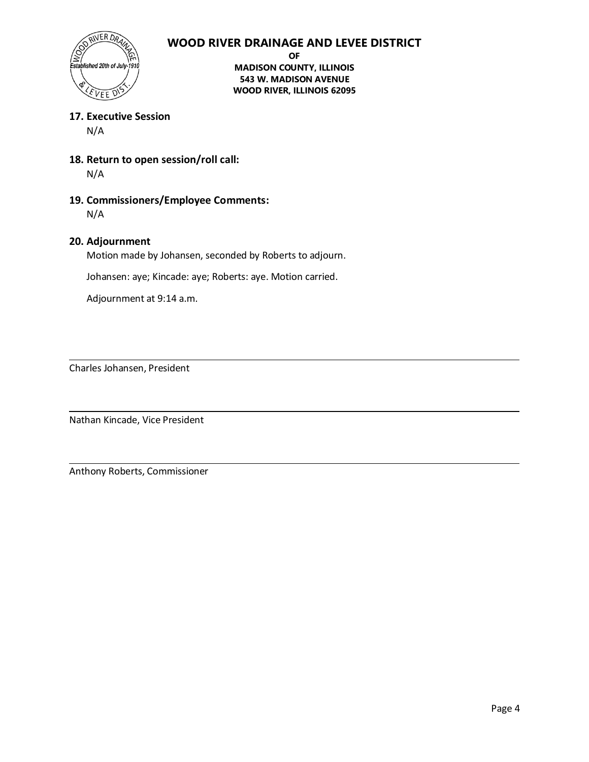**17. Executive Session**

N/A

**18. Return to open session/roll call:**

N/A

**19. Commissioners/Employee Comments:**

N/A

**20. Adjournment**

Motion made by Johansen, seconded by Roberts to adjourn.

Johansen: aye; Kincade: aye; Roberts: aye. Motion carried.

Adjournment at 9:14 a.m.

---

Charles Johansen, President

---

Nathan Kincade, Vice President

---

Anthony Roberts, Commissioner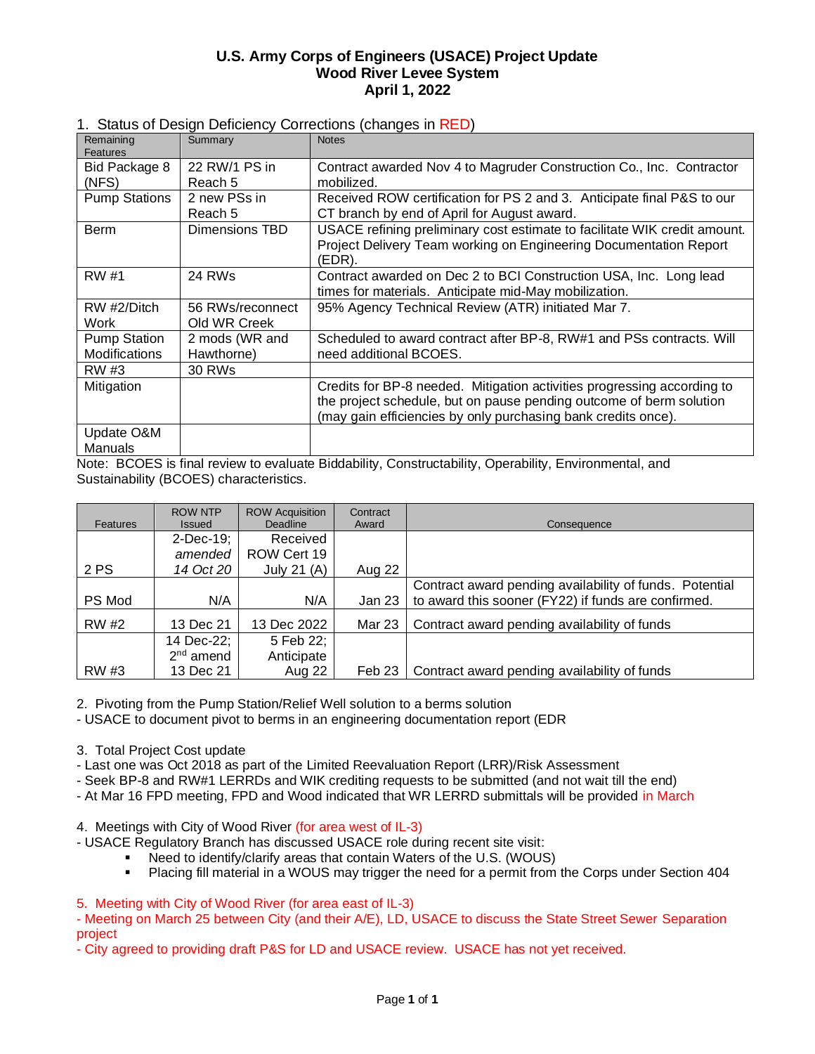# U.S. Army Corps of Engineers (USACE) Project Update
# Wood River Levee System
# April 1, 2022

1. Status of Design Deficiency Corrections (changes in RED)

| Remaining Features | Summary | Notes |
|---|---|---|
| Bid Package 8 (NFS) | 22 RW/1 PS in Reach 5 | Contract awarded Nov 4 to Magruder Construction Co., Inc. Contractor mobilized. |
| Pump Stations | 2 new PSs in Reach 5 | Received ROW certification for PS 2 and 3. Anticipate final P&S to our CT branch by end of April for August award. |
| Berm | Dimensions TBD | USACE refining preliminary cost estimate to facilitate WIK credit amount. Project Delivery Team working on Engineering Documentation Report (EDR). |
| RW #1 | 24 RWs | Contract awarded on Dec 2 to BCI Construction USA, Inc. Long lead times for materials. Anticipate mid-May mobilization. |
| RW #2/Ditch Work | 56 RWs/reconnect Old WR Creek | 95% Agency Technical Review (ATR) initiated Mar 7. |
| Pump Station Modifications | 2 mods (WR and Hawthorne) | Scheduled to award contract after BP-8, RW#1 and PSs contracts. Will need additional BCOES. |
| RW #3 | 30 RWs | |
| Mitigation | | Credits for BP-8 needed. Mitigation activities progressing according to the project schedule, but on pause pending outcome of berm solution (may gain efficiencies by only purchasing bank credits once). |
| Update O&M Manuals | | |

Note: BCOES is final review to evaluate Biddability, Constructability, Operability, Environmental, and Sustainability (BCOES) characteristics.

| Features | ROW NTP Issued | ROW Acquisition Deadline | Contract Award | Consequence |
|---|---|---|---|---|
| 2 PS | 2-Dec-19; *amended 14 Oct 20* | Received ROW Cert 19 July 21 (A) | Aug 22 | |
| PS Mod | N/A | N/A | Jan 23 | Contract award pending availability of funds. Potential to award this sooner (FY22) if funds are confirmed. |
| RW #2 | 13 Dec 21 | 13 Dec 2022 | Mar 23 | Contract award pending availability of funds |
| RW #3 | 14 Dec-22; 2nd amend 13 Dec 21 | 5 Feb 22; Anticipate Aug 22 | Feb 23 | Contract award pending availability of funds |

2. Pivoting from the Pump Station/Relief Well solution to a berms solution
- USACE to document pivot to berms in an engineering documentation report (EDR

3. Total Project Cost update
- Last one was Oct 2018 as part of the Limited Reevaluation Report (LRR)/Risk Assessment
- Seek BP-8 and RW#1 LERRDs and WIK crediting requests to be submitted (and not wait till the end)
- At Mar 16 FPD meeting, FPD and Wood indicated that WR LERRD submittals will be provided in March

4. Meetings with City of Wood River (for area west of IL-3)
- USACE Regulatory Branch has discussed USACE role during recent site visit:
  - Need to identify/clarify areas that contain Waters of the U.S. (WOUS)
  - Placing fill material in a WOUS may trigger the need for a permit from the Corps under Section 404

5. Meeting with City of Wood River (for area east of IL-3)
- Meeting on March 25 between City (and their A/E), LD, USACE to discuss the State Street Sewer Separation project
- City agreed to providing draft P&S for LD and USACE review. USACE has not yet received.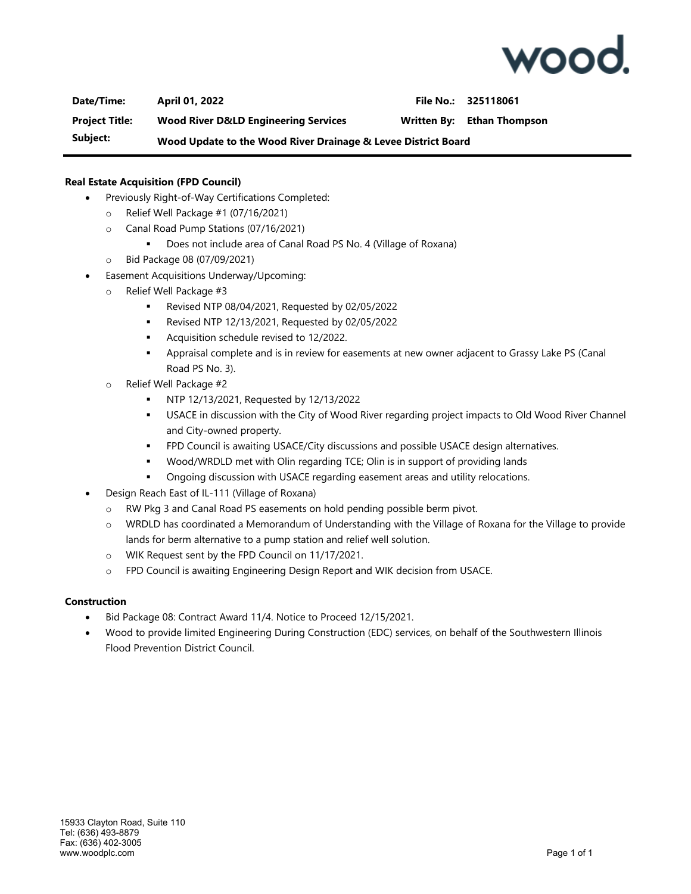| Date/Time: | April 01, 2022 | File No.: | 325118061 |
| --- | --- | --- | --- |
| Project Title: | Wood River D&LD Engineering Services | Written By: | Ethan Thompson |
| Subject: | Wood Update to the Wood River Drainage & Levee District Board | | |

**Real Estate Acquisition (FPD Council)**

- Previously Right-of-Way Certifications Completed:
  - Relief Well Package #1 (07/16/2021)
  - Canal Road Pump Stations (07/16/2021)
    - Does not include area of Canal Road PS No. 4 (Village of Roxana)
  - Bid Package 08 (07/09/2021)
- Easement Acquisitions Underway/Upcoming:
  - Relief Well Package #3
    - Revised NTP 08/04/2021, Requested by 02/05/2022
    - Revised NTP 12/13/2021, Requested by 02/05/2022
    - Acquisition schedule revised to 12/2022.
    - Appraisal complete and is in review for easements at new owner adjacent to Grassy Lake PS (Canal Road PS No. 3).
  - Relief Well Package #2
    - NTP 12/13/2021, Requested by 12/13/2022
    - USACE in discussion with the City of Wood River regarding project impacts to Old Wood River Channel and City-owned property.
    - FPD Council is awaiting USACE/City discussions and possible USACE design alternatives.
    - Wood/WRDLD met with Olin regarding TCE; Olin is in support of providing lands
    - Ongoing discussion with USACE regarding easement areas and utility relocations.
- Design Reach East of IL-111 (Village of Roxana)
  - RW Pkg 3 and Canal Road PS easements on hold pending possible berm pivot.
  - WRDLD has coordinated a Memorandum of Understanding with the Village of Roxana for the Village to provide lands for berm alternative to a pump station and relief well solution.
  - WIK Request sent by the FPD Council on 11/17/2021.
  - FPD Council is awaiting Engineering Design Report and WIK decision from USACE.

**Construction**

- Bid Package 08: Contract Award 11/4. Notice to Proceed 12/15/2021.
- Wood to provide limited Engineering During Construction (EDC) services, on behalf of the Southwestern Illinois Flood Prevention District Council.

15933 Clayton Road, Suite 110
Tel: (636) 493-8879
Fax: (636) 402-3005
www.woodplc.com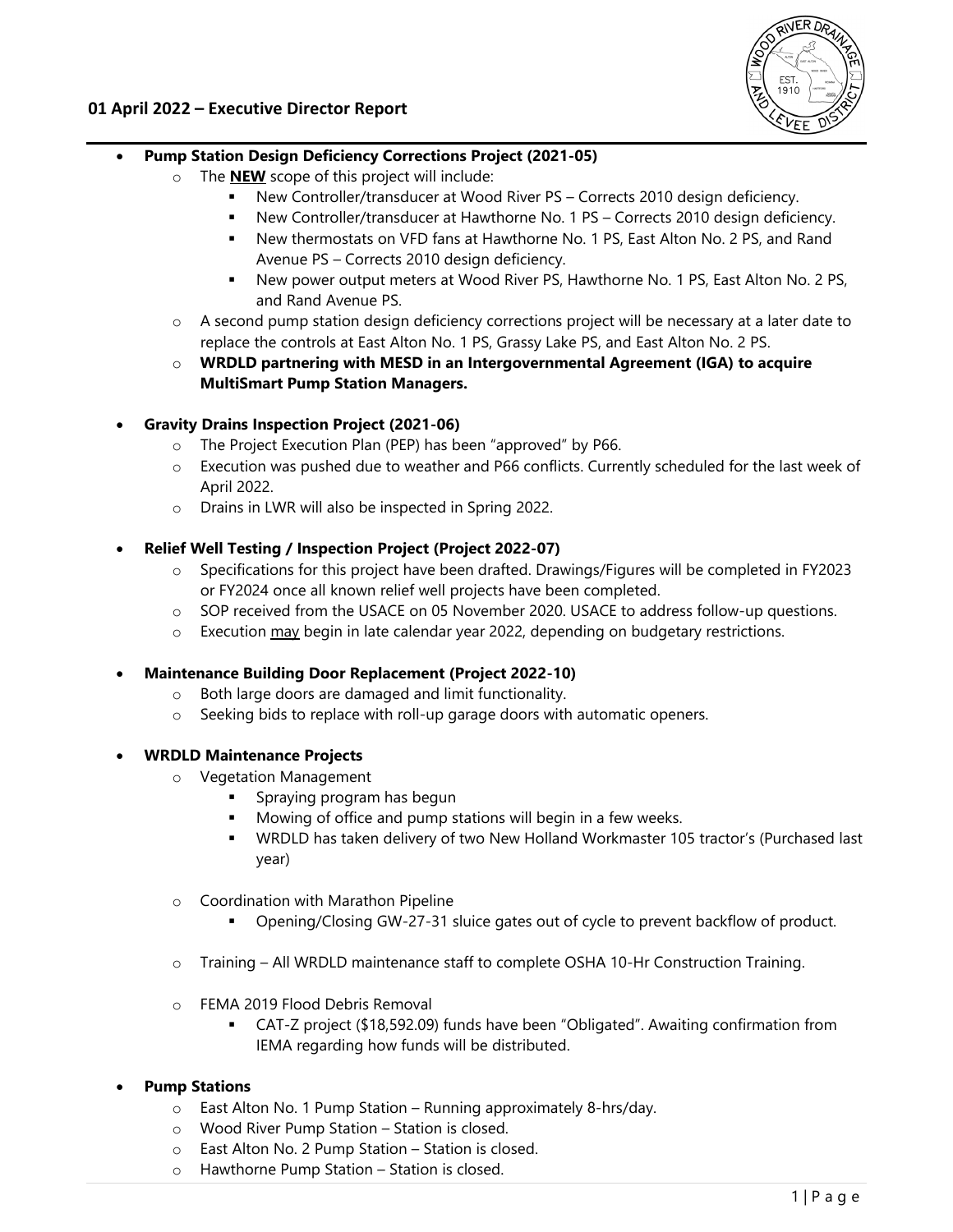## 01 April 2022 – Executive Director Report

- **Pump Station Design Deficiency Corrections Project (2021-05)**
  - The **NEW** scope of this project will include:
    - New Controller/transducer at Wood River PS – Corrects 2010 design deficiency.
    - New Controller/transducer at Hawthorne No. 1 PS – Corrects 2010 design deficiency.
    - New thermostats on VFD fans at Hawthorne No. 1 PS, East Alton No. 2 PS, and Rand Avenue PS – Corrects 2010 design deficiency.
    - New power output meters at Wood River PS, Hawthorne No. 1 PS, East Alton No. 2 PS, and Rand Avenue PS.
  - A second pump station design deficiency corrections project will be necessary at a later date to replace the controls at East Alton No. 1 PS, Grassy Lake PS, and East Alton No. 2 PS.
  - **WRDLD partnering with MESD in an Intergovernmental Agreement (IGA) to acquire MultiSmart Pump Station Managers.**

- **Gravity Drains Inspection Project (2021-06)**
  - The Project Execution Plan (PEP) has been "approved" by P66.
  - Execution was pushed due to weather and P66 conflicts. Currently scheduled for the last week of April 2022.
  - Drains in LWR will also be inspected in Spring 2022.

- **Relief Well Testing / Inspection Project (Project 2022-07)**
  - Specifications for this project have been drafted. Drawings/Figures will be completed in FY2023 or FY2024 once all known relief well projects have been completed.
  - SOP received from the USACE on 05 November 2020. USACE to address follow-up questions.
  - Execution may begin in late calendar year 2022, depending on budgetary restrictions.

- **Maintenance Building Door Replacement (Project 2022-10)**
  - Both large doors are damaged and limit functionality.
  - Seeking bids to replace with roll-up garage doors with automatic openers.

- **WRDLD Maintenance Projects**
  - Vegetation Management
    - Spraying program has begun
    - Mowing of office and pump stations will begin in a few weeks.
    - WRDLD has taken delivery of two New Holland Workmaster 105 tractor's (Purchased last year)
  - Coordination with Marathon Pipeline
    - Opening/Closing GW-27-31 sluice gates out of cycle to prevent backflow of product.
  - Training – All WRDLD maintenance staff to complete OSHA 10-Hr Construction Training.
  - FEMA 2019 Flood Debris Removal
    - CAT-Z project ($18,592.09) funds have been "Obligated". Awaiting confirmation from IEMA regarding how funds will be distributed.

- **Pump Stations**
  - East Alton No. 1 Pump Station – Running approximately 8-hrs/day.
  - Wood River Pump Station – Station is closed.
  - East Alton No. 2 Pump Station – Station is closed.
  - Hawthorne Pump Station – Station is closed.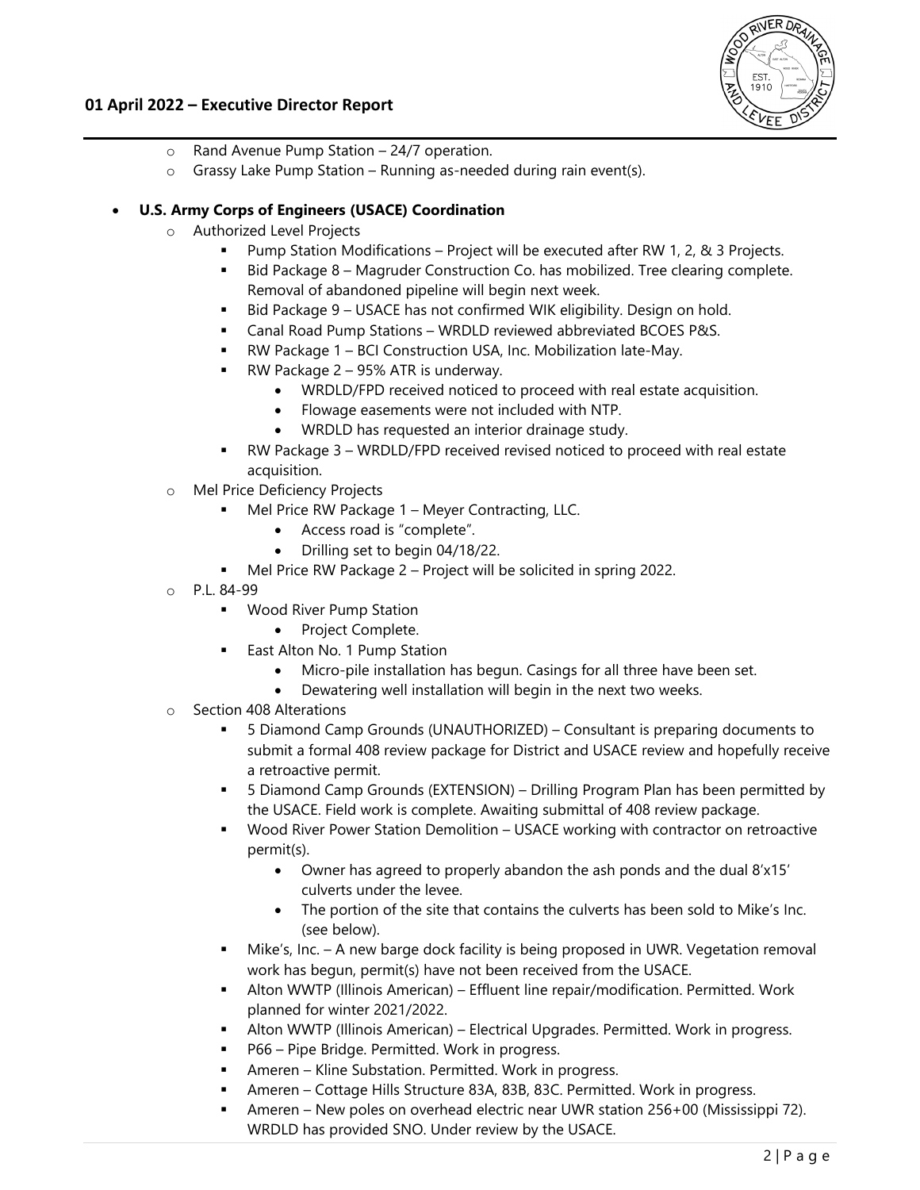- Rand Avenue Pump Station – 24/7 operation.
- Grassy Lake Pump Station – Running as-needed during rain event(s).

- **U.S. Army Corps of Engineers (USACE) Coordination**
  - Authorized Level Projects
    - Pump Station Modifications – Project will be executed after RW 1, 2, & 3 Projects.
    - Bid Package 8 – Magruder Construction Co. has mobilized. Tree clearing complete. Removal of abandoned pipeline will begin next week.
    - Bid Package 9 – USACE has not confirmed WIK eligibility. Design on hold.
    - Canal Road Pump Stations – WRDLD reviewed abbreviated BCOES P&S.
    - RW Package 1 – BCI Construction USA, Inc. Mobilization late-May.
    - RW Package 2 – 95% ATR is underway.
      - WRDLD/FPD received noticed to proceed with real estate acquisition.
      - Flowage easements were not included with NTP.
      - WRDLD has requested an interior drainage study.
    - RW Package 3 – WRDLD/FPD received revised noticed to proceed with real estate acquisition.
  - Mel Price Deficiency Projects
    - Mel Price RW Package 1 – Meyer Contracting, LLC.
      - Access road is "complete".
      - Drilling set to begin 04/18/22.
    - Mel Price RW Package 2 – Project will be solicited in spring 2022.
  - P.L. 84-99
    - Wood River Pump Station
      - Project Complete.
    - East Alton No. 1 Pump Station
      - Micro-pile installation has begun. Casings for all three have been set.
      - Dewatering well installation will begin in the next two weeks.
  - Section 408 Alterations
    - 5 Diamond Camp Grounds (UNAUTHORIZED) – Consultant is preparing documents to submit a formal 408 review package for District and USACE review and hopefully receive a retroactive permit.
    - 5 Diamond Camp Grounds (EXTENSION) – Drilling Program Plan has been permitted by the USACE. Field work is complete. Awaiting submittal of 408 review package.
    - Wood River Power Station Demolition – USACE working with contractor on retroactive permit(s).
      - Owner has agreed to properly abandon the ash ponds and the dual 8'x15' culverts under the levee.
      - The portion of the site that contains the culverts has been sold to Mike's Inc. (see below).
    - Mike's, Inc. – A new barge dock facility is being proposed in UWR. Vegetation removal work has begun, permit(s) have not been received from the USACE.
    - Alton WWTP (Illinois American) – Effluent line repair/modification. Permitted. Work planned for winter 2021/2022.
    - Alton WWTP (Illinois American) – Electrical Upgrades. Permitted. Work in progress.
    - P66 – Pipe Bridge. Permitted. Work in progress.
    - Ameren – Kline Substation. Permitted. Work in progress.
    - Ameren – Cottage Hills Structure 83A, 83B, 83C. Permitted. Work in progress.
    - Ameren – New poles on overhead electric near UWR station 256+00 (Mississippi 72). WRDLD has provided SNO. Under review by the USACE.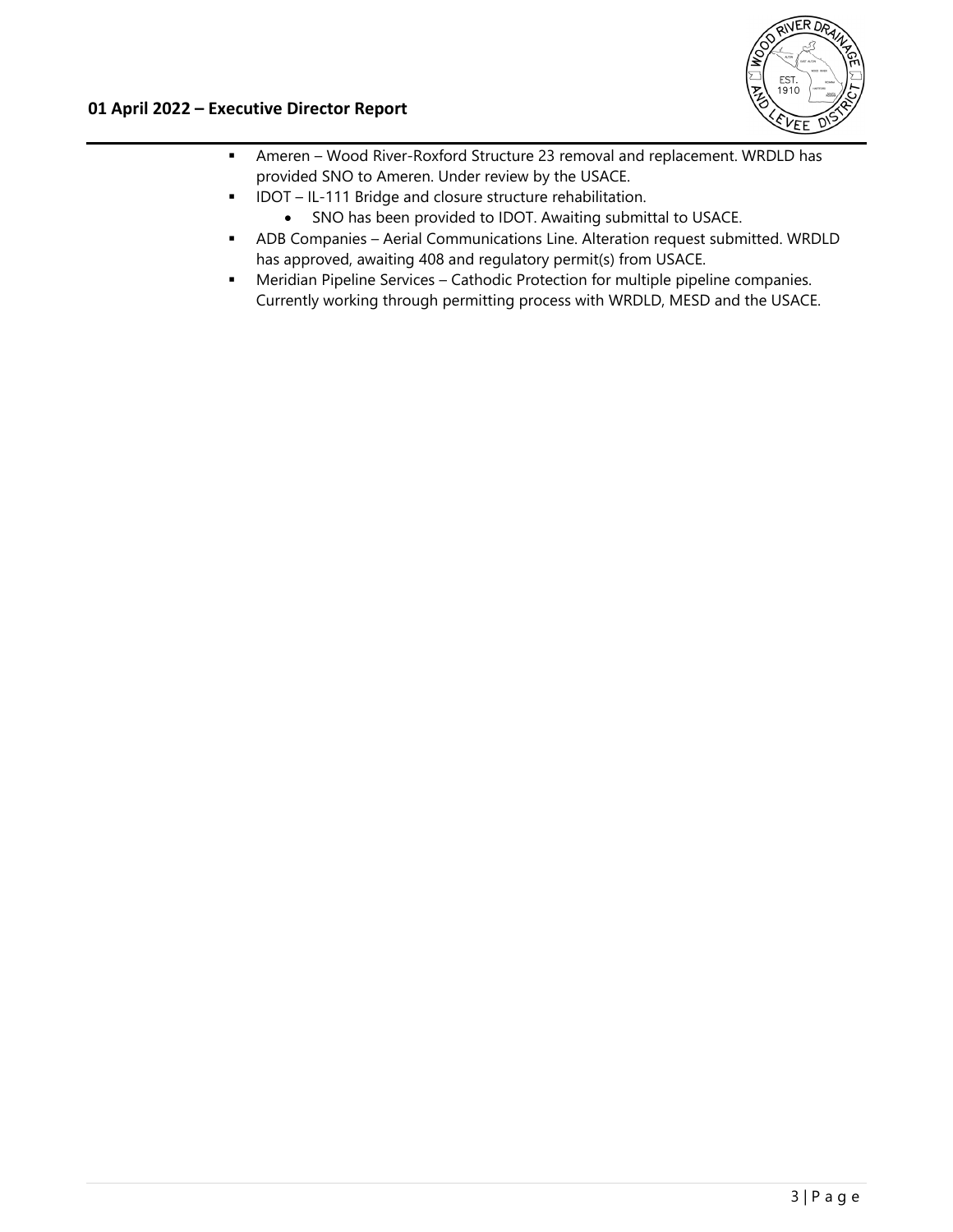- Ameren – Wood River-Roxford Structure 23 removal and replacement. WRDLD has provided SNO to Ameren. Under review by the USACE.
- IDOT – IL-111 Bridge and closure structure rehabilitation.
  - SNO has been provided to IDOT. Awaiting submittal to USACE.
- ADB Companies – Aerial Communications Line. Alteration request submitted. WRDLD has approved, awaiting 408 and regulatory permit(s) from USACE.
- Meridian Pipeline Services – Cathodic Protection for multiple pipeline companies. Currently working through permitting process with WRDLD, MESD and the USACE.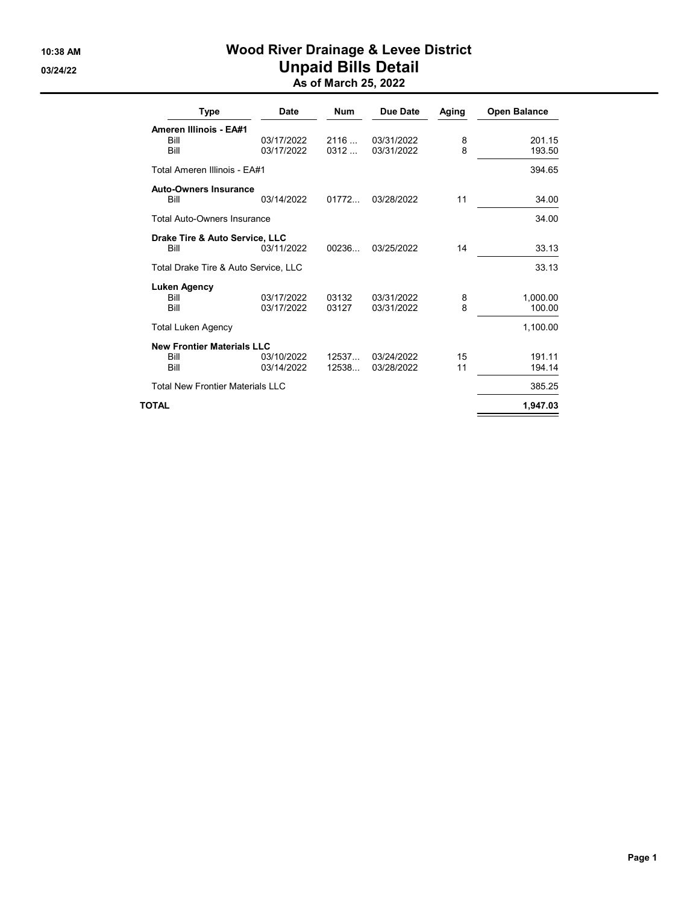# Wood River Drainage & Levee District

## Unpaid Bills Detail

### As of March 25, 2022

10:38 AM

03/24/22

| Type | Date | Num | Due Date | Aging | Open Balance |
|---|---|---|---|---|---|
| **Ameren Illinois - EA#1** | | | | | |
| Bill | 03/17/2022 | 2116 ... | 03/31/2022 | 8 | 201.15 |
| Bill | 03/17/2022 | 0312 ... | 03/31/2022 | 8 | 193.50 |
| Total Ameren Illinois - EA#1 | | | | | 394.65 |
| **Auto-Owners Insurance** | | | | | |
| Bill | 03/14/2022 | 01772... | 03/28/2022 | 11 | 34.00 |
| Total Auto-Owners Insurance | | | | | 34.00 |
| **Drake Tire & Auto Service, LLC** | | | | | |
| Bill | 03/11/2022 | 00236... | 03/25/2022 | 14 | 33.13 |
| Total Drake Tire & Auto Service, LLC | | | | | 33.13 |
| **Luken Agency** | | | | | |
| Bill | 03/17/2022 | 03132 | 03/31/2022 | 8 | 1,000.00 |
| Bill | 03/17/2022 | 03127 | 03/31/2022 | 8 | 100.00 |
| Total Luken Agency | | | | | 1,100.00 |
| **New Frontier Materials LLC** | | | | | |
| Bill | 03/10/2022 | 12537... | 03/24/2022 | 15 | 191.11 |
| Bill | 03/14/2022 | 12538... | 03/28/2022 | 11 | 194.14 |
| Total New Frontier Materials LLC | | | | | 385.25 |
| **TOTAL** | | | | | **1,947.03** |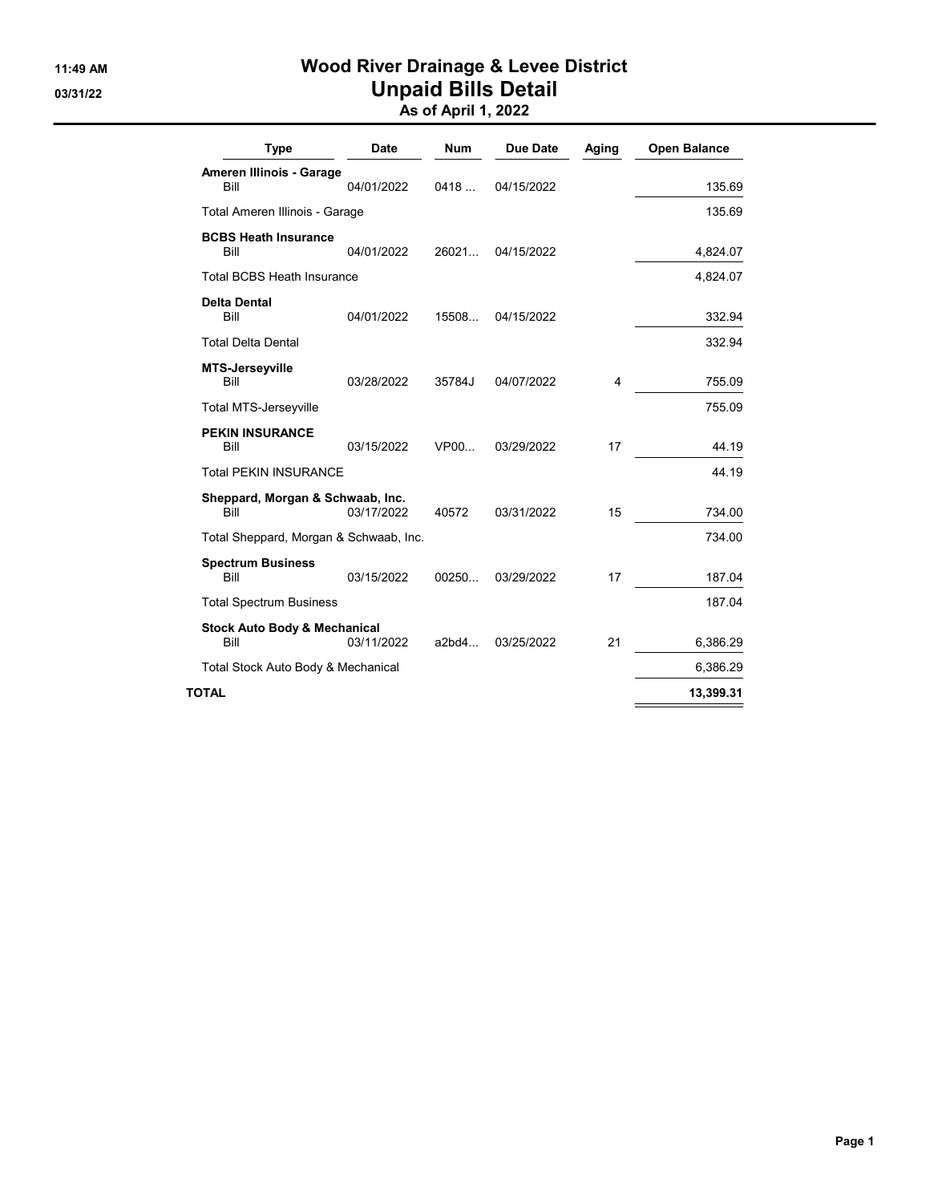# Wood River Drainage & Levee District

## Unpaid Bills Detail

### As of April 1, 2022

11:49 AM
03/31/22

| Type | Date | Num | Due Date | Aging | Open Balance |
|---|---|---|---|---|---|
| **Ameren Illinois - Garage** | | | | | |
| Bill | 04/01/2022 | 0418 ... | 04/15/2022 | | 135.69 |
| Total Ameren Illinois - Garage | | | | | 135.69 |
| **BCBS Heath Insurance** | | | | | |
| Bill | 04/01/2022 | 26021... | 04/15/2022 | | 4,824.07 |
| Total BCBS Heath Insurance | | | | | 4,824.07 |
| **Delta Dental** | | | | | |
| Bill | 04/01/2022 | 15508... | 04/15/2022 | | 332.94 |
| Total Delta Dental | | | | | 332.94 |
| **MTS-Jerseyville** | | | | | |
| Bill | 03/28/2022 | 35784J | 04/07/2022 | 4 | 755.09 |
| Total MTS-Jerseyville | | | | | 755.09 |
| **PEKIN INSURANCE** | | | | | |
| Bill | 03/15/2022 | VP00... | 03/29/2022 | 17 | 44.19 |
| Total PEKIN INSURANCE | | | | | 44.19 |
| **Sheppard, Morgan & Schwaab, Inc.** | | | | | |
| Bill | 03/17/2022 | 40572 | 03/31/2022 | 15 | 734.00 |
| Total Sheppard, Morgan & Schwaab, Inc. | | | | | 734.00 |
| **Spectrum Business** | | | | | |
| Bill | 03/15/2022 | 00250... | 03/29/2022 | 17 | 187.04 |
| Total Spectrum Business | | | | | 187.04 |
| **Stock Auto Body & Mechanical** | | | | | |
| Bill | 03/11/2022 | a2bd4... | 03/25/2022 | 21 | 6,386.29 |
| Total Stock Auto Body & Mechanical | | | | | 6,386.29 |
| **TOTAL** | | | | | **13,399.31** |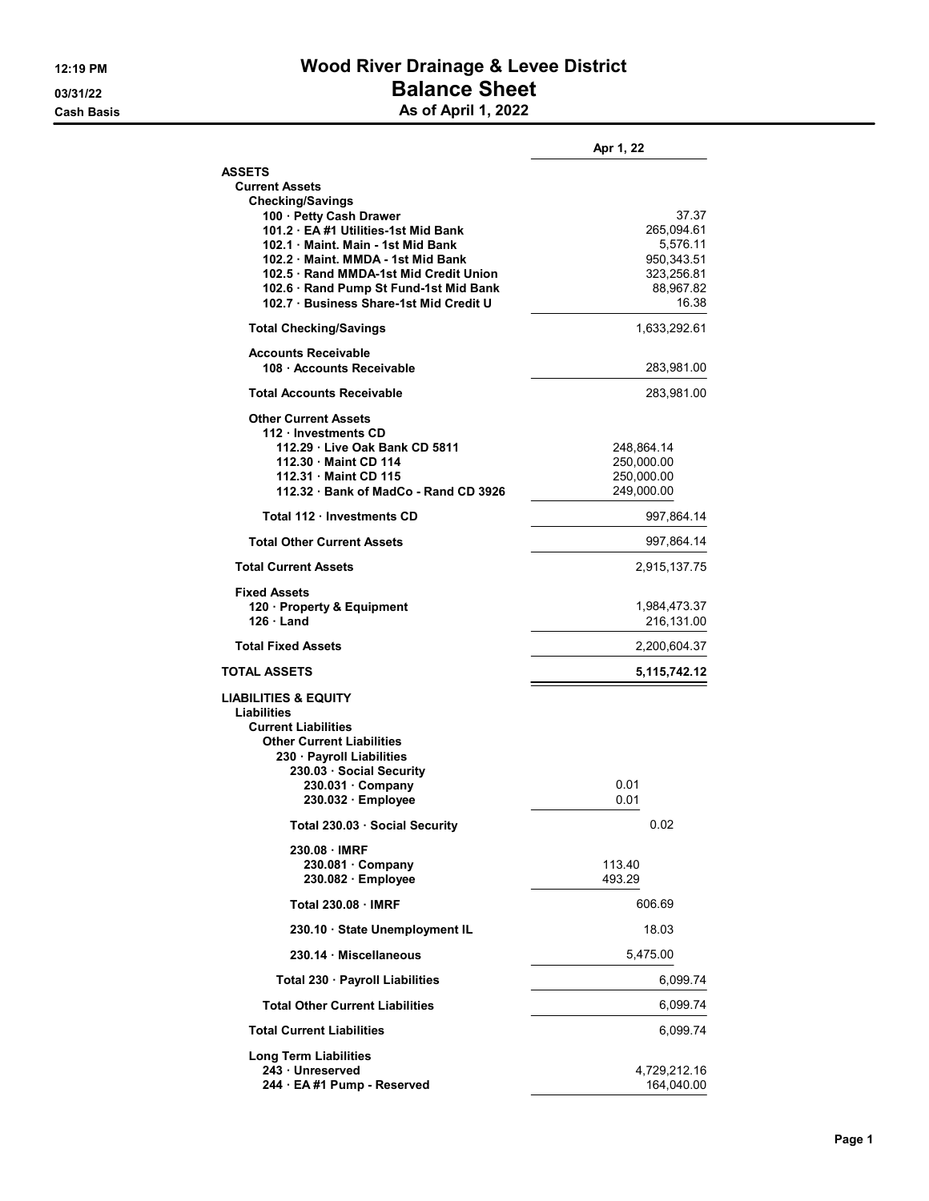# Wood River Drainage & Levee District

## Balance Sheet

### As of April 1, 2022

12:19 PM
03/31/22
Cash Basis

| | | Apr 1, 22 |
|---|---|---|
| **ASSETS** | | |
| **Current Assets** | | |
| **Checking/Savings** | | |
| 100 · Petty Cash Drawer | | 37.37 |
| 101.2 · EA #1 Utilities-1st Mid Bank | | 265,094.61 |
| 102.1 · Maint. Main - 1st Mid Bank | | 5,576.11 |
| 102.2 · Maint. MMDA - 1st Mid Bank | | 950,343.51 |
| 102.5 · Rand MMDA-1st Mid Credit Union | | 323,256.81 |
| 102.6 · Rand Pump St Fund-1st Mid Bank | | 88,967.82 |
| 102.7 · Business Share-1st Mid Credit U | | 16.38 |
| **Total Checking/Savings** | | 1,633,292.61 |
| **Accounts Receivable** | | |
| 108 · Accounts Receivable | | 283,981.00 |
| **Total Accounts Receivable** | | 283,981.00 |
| **Other Current Assets** | | |
| 112 · Investments CD | | |
| 112.29 · Live Oak Bank CD 5811 | 248,864.14 | |
| 112.30 · Maint CD 114 | 250,000.00 | |
| 112.31 · Maint CD 115 | 250,000.00 | |
| 112.32 · Bank of MadCo - Rand CD 3926 | 249,000.00 | |
| Total 112 · Investments CD | | 997,864.14 |
| **Total Other Current Assets** | | 997,864.14 |
| **Total Current Assets** | | 2,915,137.75 |
| **Fixed Assets** | | |
| 120 · Property & Equipment | | 1,984,473.37 |
| 126 · Land | | 216,131.00 |
| **Total Fixed Assets** | | 2,200,604.37 |
| **TOTAL ASSETS** | | **5,115,742.12** |
| **LIABILITIES & EQUITY** | | |
| **Liabilities** | | |
| **Current Liabilities** | | |
| **Other Current Liabilities** | | |
| 230 · Payroll Liabilities | | |
| 230.03 · Social Security | | |
| 230.031 · Company | 0.01 | |
| 230.032 · Employee | 0.01 | |
| Total 230.03 · Social Security | 0.02 | |
| 230.08 · IMRF | | |
| 230.081 · Company | 113.40 | |
| 230.082 · Employee | 493.29 | |
| Total 230.08 · IMRF | 606.69 | |
| 230.10 · State Unemployment IL | 18.03 | |
| 230.14 · Miscellaneous | 5,475.00 | |
| Total 230 · Payroll Liabilities | | 6,099.74 |
| **Total Other Current Liabilities** | | 6,099.74 |
| **Total Current Liabilities** | | 6,099.74 |
| **Long Term Liabilities** | | |
| 243 · Unreserved | | 4,729,212.16 |
| 244 · EA #1 Pump - Reserved | | 164,040.00 |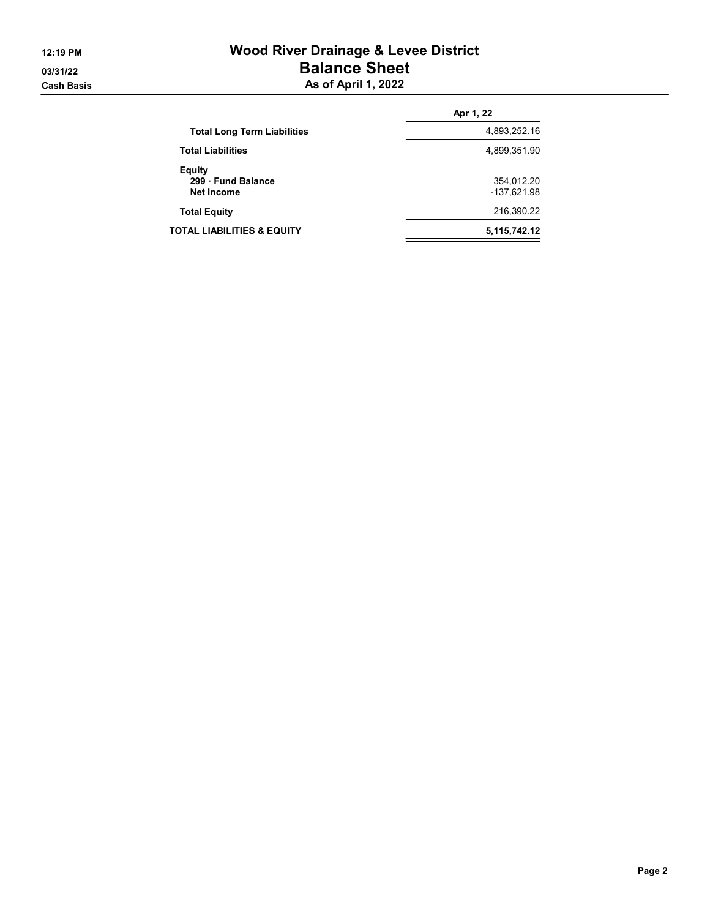# Wood River Drainage & Levee District

## Balance Sheet

### As of April 1, 2022

12:19 PM
03/31/22
Cash Basis

| | Apr 1, 22 |
|---|---|
| **Total Long Term Liabilities** | 4,893,252.16 |
| **Total Liabilities** | 4,899,351.90 |
| **Equity** | |
| **299 · Fund Balance** | 354,012.20 |
| **Net Income** | -137,621.98 |
| **Total Equity** | 216,390.22 |
| **TOTAL LIABILITIES & EQUITY** | **5,115,742.12** |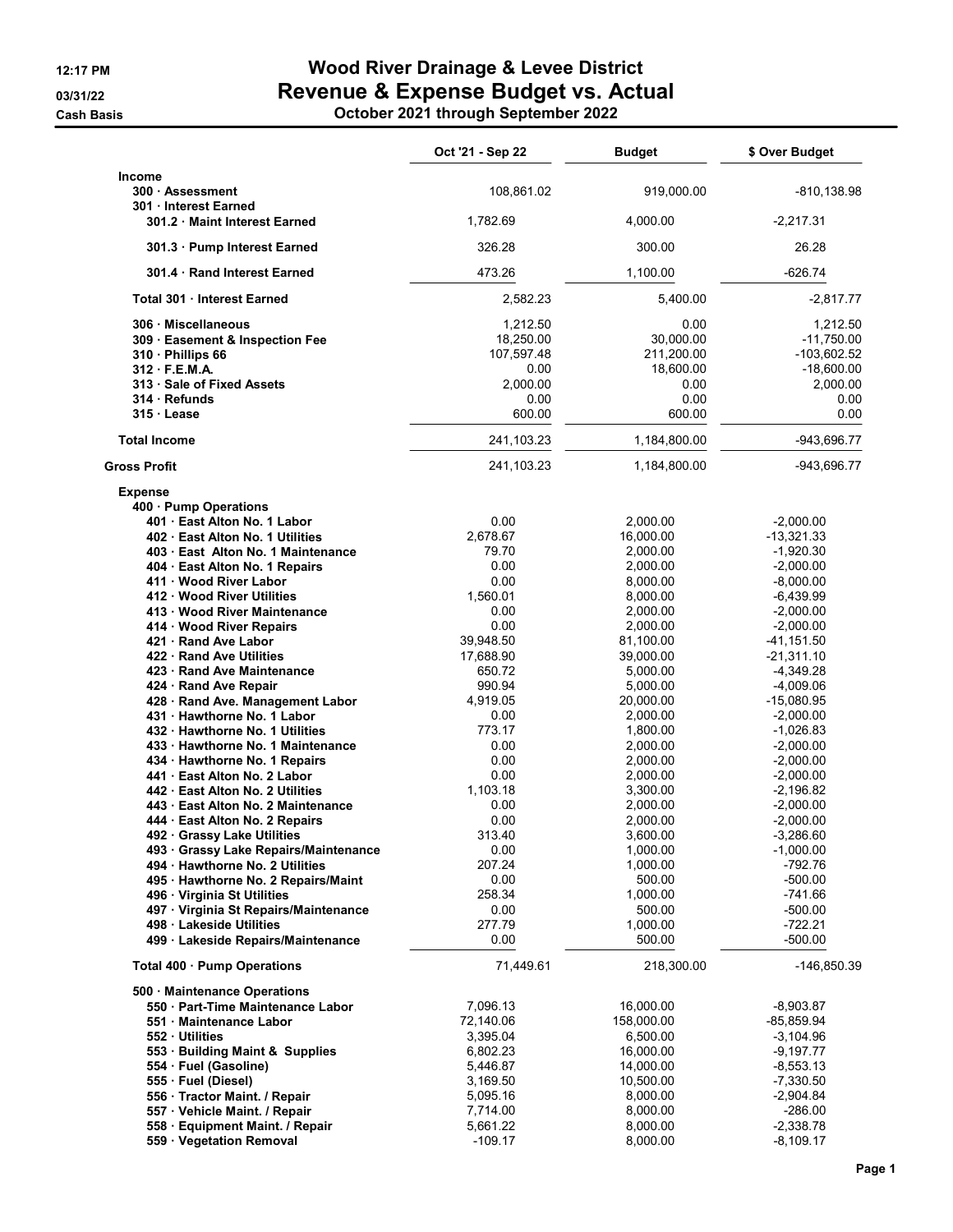# Wood River Drainage & Levee District

## Revenue & Expense Budget vs. Actual

12:17 PM
03/31/22
Cash Basis

**October 2021 through September 2022**

| | Oct '21 - Sep 22 | Budget | $ Over Budget |
|---|---|---|---|
| **Income** | | | |
| **300 · Assessment** | 108,861.02 | 919,000.00 | -810,138.98 |
| **301 · Interest Earned** | | | |
| **301.2 · Maint Interest Earned** | 1,782.69 | 4,000.00 | -2,217.31 |
| **301.3 · Pump Interest Earned** | 326.28 | 300.00 | 26.28 |
| **301.4 · Rand Interest Earned** | 473.26 | 1,100.00 | -626.74 |
| **Total 301 · Interest Earned** | 2,582.23 | 5,400.00 | -2,817.77 |
| **306 · Miscellaneous** | 1,212.50 | 0.00 | 1,212.50 |
| **309 · Easement & Inspection Fee** | 18,250.00 | 30,000.00 | -11,750.00 |
| **310 · Phillips 66** | 107,597.48 | 211,200.00 | -103,602.52 |
| **312 · F.E.M.A.** | 0.00 | 18,600.00 | -18,600.00 |
| **313 · Sale of Fixed Assets** | 2,000.00 | 0.00 | 2,000.00 |
| **314 · Refunds** | 0.00 | 0.00 | 0.00 |
| **315 · Lease** | 600.00 | 600.00 | 0.00 |
| **Total Income** | 241,103.23 | 1,184,800.00 | -943,696.77 |
| **Gross Profit** | 241,103.23 | 1,184,800.00 | -943,696.77 |
| **Expense** | | | |
| **400 · Pump Operations** | | | |
| **401 · East Alton No. 1 Labor** | 0.00 | 2,000.00 | -2,000.00 |
| **402 · East Alton No. 1 Utilities** | 2,678.67 | 16,000.00 | -13,321.33 |
| **403 · East Alton No. 1 Maintenance** | 79.70 | 2,000.00 | -1,920.30 |
| **404 · East Alton No. 1 Repairs** | 0.00 | 2,000.00 | -2,000.00 |
| **411 · Wood River Labor** | 0.00 | 8,000.00 | -8,000.00 |
| **412 · Wood River Utilities** | 1,560.01 | 8,000.00 | -6,439.99 |
| **413 · Wood River Maintenance** | 0.00 | 2,000.00 | -2,000.00 |
| **414 · Wood River Repairs** | 0.00 | 2,000.00 | -2,000.00 |
| **421 · Rand Ave Labor** | 39,948.50 | 81,100.00 | -41,151.50 |
| **422 · Rand Ave Utilities** | 17,688.90 | 39,000.00 | -21,311.10 |
| **423 · Rand Ave Maintenance** | 650.72 | 5,000.00 | -4,349.28 |
| **424 · Rand Ave Repair** | 990.94 | 5,000.00 | -4,009.06 |
| **428 · Rand Ave. Management Labor** | 4,919.05 | 20,000.00 | -15,080.95 |
| **431 · Hawthorne No. 1 Labor** | 0.00 | 2,000.00 | -2,000.00 |
| **432 · Hawthorne No. 1 Utilities** | 773.17 | 1,800.00 | -1,026.83 |
| **433 · Hawthorne No. 1 Maintenance** | 0.00 | 2,000.00 | -2,000.00 |
| **434 · Hawthorne No. 1 Repairs** | 0.00 | 2,000.00 | -2,000.00 |
| **441 · East Alton No. 2 Labor** | 0.00 | 2,000.00 | -2,000.00 |
| **442 · East Alton No. 2 Utilities** | 1,103.18 | 3,300.00 | -2,196.82 |
| **443 · East Alton No. 2 Maintenance** | 0.00 | 2,000.00 | -2,000.00 |
| **444 · East Alton No. 2 Repairs** | 0.00 | 2,000.00 | -2,000.00 |
| **492 · Grassy Lake Utilities** | 313.40 | 3,600.00 | -3,286.60 |
| **493 · Grassy Lake Repairs/Maintenance** | 0.00 | 1,000.00 | -1,000.00 |
| **494 · Hawthorne No. 2 Utilities** | 207.24 | 1,000.00 | -792.76 |
| **495 · Hawthorne No. 2 Repairs/Maint** | 0.00 | 500.00 | -500.00 |
| **496 · Virginia St Utilities** | 258.34 | 1,000.00 | -741.66 |
| **497 · Virginia St Repairs/Maintenance** | 0.00 | 500.00 | -500.00 |
| **498 · Lakeside Utilities** | 277.79 | 1,000.00 | -722.21 |
| **499 · Lakeside Repairs/Maintenance** | 0.00 | 500.00 | -500.00 |
| **Total 400 · Pump Operations** | 71,449.61 | 218,300.00 | -146,850.39 |
| **500 · Maintenance Operations** | | | |
| **550 · Part-Time Maintenance Labor** | 7,096.13 | 16,000.00 | -8,903.87 |
| **551 · Maintenance Labor** | 72,140.06 | 158,000.00 | -85,859.94 |
| **552 · Utilities** | 3,395.04 | 6,500.00 | -3,104.96 |
| **553 · Building Maint & Supplies** | 6,802.23 | 16,000.00 | -9,197.77 |
| **554 · Fuel (Gasoline)** | 5,446.87 | 14,000.00 | -8,553.13 |
| **555 · Fuel (Diesel)** | 3,169.50 | 10,500.00 | -7,330.50 |
| **556 · Tractor Maint. / Repair** | 5,095.16 | 8,000.00 | -2,904.84 |
| **557 · Vehicle Maint. / Repair** | 7,714.00 | 8,000.00 | -286.00 |
| **558 · Equipment Maint. / Repair** | 5,661.22 | 8,000.00 | -2,338.78 |
| **559 · Vegetation Removal** | -109.17 | 8,000.00 | -8,109.17 |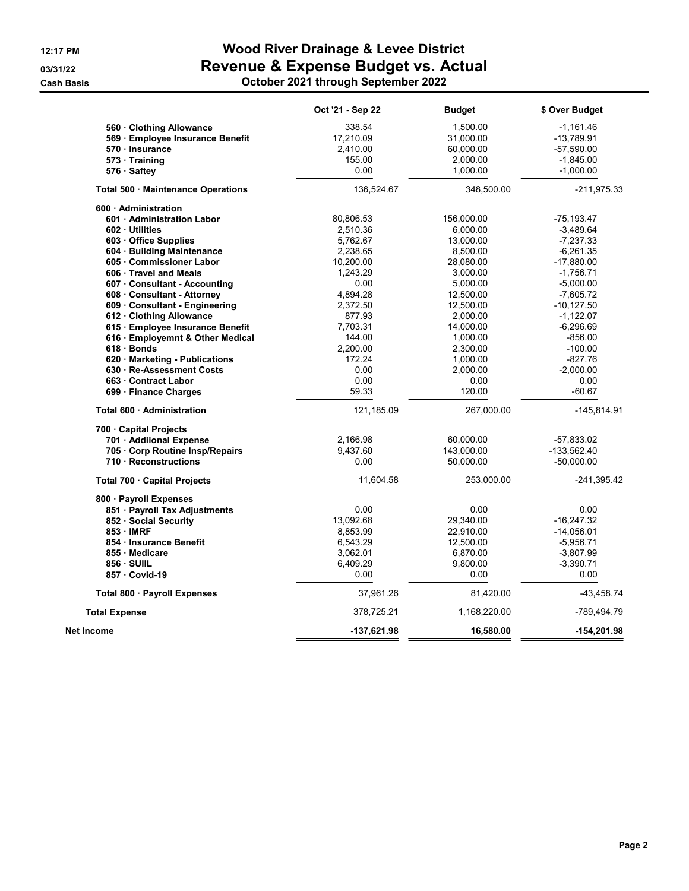# Wood River Drainage & Levee District

## Revenue & Expense Budget vs. Actual

### October 2021 through September 2022

12:17 PM
03/31/22
Cash Basis

| | Oct '21 - Sep 22 | Budget | $ Over Budget |
|---|---|---|---|
| 560 · Clothing Allowance | 338.54 | 1,500.00 | -1,161.46 |
| 569 · Employee Insurance Benefit | 17,210.09 | 31,000.00 | -13,789.91 |
| 570 · Insurance | 2,410.00 | 60,000.00 | -57,590.00 |
| 573 · Training | 155.00 | 2,000.00 | -1,845.00 |
| 576 · Saftey | 0.00 | 1,000.00 | -1,000.00 |
| **Total 500 · Maintenance Operations** | 136,524.67 | 348,500.00 | -211,975.33 |
| **600 · Administration** | | | |
| 601 · Administration Labor | 80,806.53 | 156,000.00 | -75,193.47 |
| 602 · Utilities | 2,510.36 | 6,000.00 | -3,489.64 |
| 603 · Office Supplies | 5,762.67 | 13,000.00 | -7,237.33 |
| 604 · Building Maintenance | 2,238.65 | 8,500.00 | -6,261.35 |
| 605 · Commissioner Labor | 10,200.00 | 28,080.00 | -17,880.00 |
| 606 · Travel and Meals | 1,243.29 | 3,000.00 | -1,756.71 |
| 607 · Consultant - Accounting | 0.00 | 5,000.00 | -5,000.00 |
| 608 · Consultant - Attorney | 4,894.28 | 12,500.00 | -7,605.72 |
| 609 · Consultant - Engineering | 2,372.50 | 12,500.00 | -10,127.50 |
| 612 · Clothing Allowance | 877.93 | 2,000.00 | -1,122.07 |
| 615 · Employee Insurance Benefit | 7,703.31 | 14,000.00 | -6,296.69 |
| 616 · Employemnt & Other Medical | 144.00 | 1,000.00 | -856.00 |
| 618 · Bonds | 2,200.00 | 2,300.00 | -100.00 |
| 620 · Marketing - Publications | 172.24 | 1,000.00 | -827.76 |
| 630 · Re-Assessment Costs | 0.00 | 2,000.00 | -2,000.00 |
| 663 · Contract Labor | 0.00 | 0.00 | 0.00 |
| 699 · Finance Charges | 59.33 | 120.00 | -60.67 |
| **Total 600 · Administration** | 121,185.09 | 267,000.00 | -145,814.91 |
| **700 · Capital Projects** | | | |
| 701 · Addiional Expense | 2,166.98 | 60,000.00 | -57,833.02 |
| 705 · Corp Routine Insp/Repairs | 9,437.60 | 143,000.00 | -133,562.40 |
| 710 · Reconstructions | 0.00 | 50,000.00 | -50,000.00 |
| **Total 700 · Capital Projects** | 11,604.58 | 253,000.00 | -241,395.42 |
| **800 · Payroll Expenses** | | | |
| 851 · Payroll Tax Adjustments | 0.00 | 0.00 | 0.00 |
| 852 · Social Security | 13,092.68 | 29,340.00 | -16,247.32 |
| 853 · IMRF | 8,853.99 | 22,910.00 | -14,056.01 |
| 854 · Insurance Benefit | 6,543.29 | 12,500.00 | -5,956.71 |
| 855 · Medicare | 3,062.01 | 6,870.00 | -3,807.99 |
| 856 · SUIIL | 6,409.29 | 9,800.00 | -3,390.71 |
| 857 · Covid-19 | 0.00 | 0.00 | 0.00 |
| **Total 800 · Payroll Expenses** | 37,961.26 | 81,420.00 | -43,458.74 |
| **Total Expense** | 378,725.21 | 1,168,220.00 | -789,494.79 |
| **Net Income** | **-137,621.98** | **16,580.00** | **-154,201.98** |